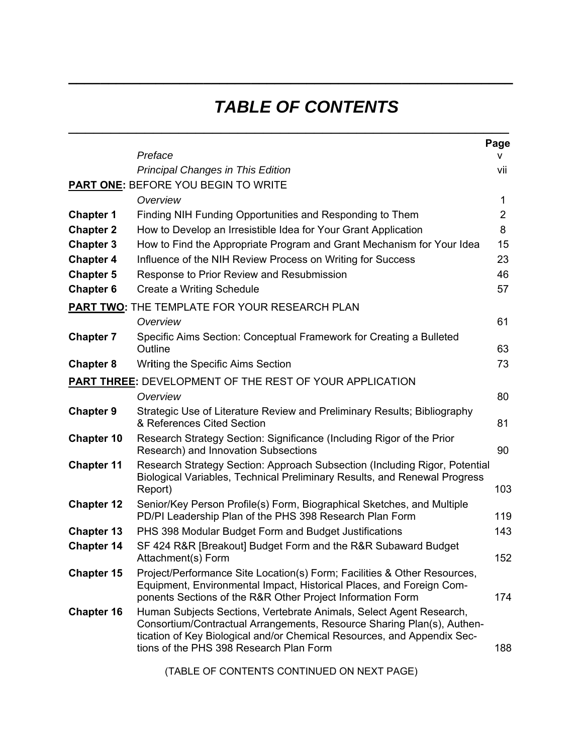# *TABLE OF CONTENTS*

| | | Page |
|---|---|---|
| | *Preface* | v |
| | *Principal Changes in This Edition* | vii |
| **PART ONE**: BEFORE YOU BEGIN TO WRITE | | |
| | *Overview* | 1 |
| **Chapter 1** | Finding NIH Funding Opportunities and Responding to Them | 2 |
| **Chapter 2** | How to Develop an Irresistible Idea for Your Grant Application | 8 |
| **Chapter 3** | How to Find the Appropriate Program and Grant Mechanism for Your Idea | 15 |
| **Chapter 4** | Influence of the NIH Review Process on Writing for Success | 23 |
| **Chapter 5** | Response to Prior Review and Resubmission | 46 |
| **Chapter 6** | Create a Writing Schedule | 57 |
| **PART TWO**: THE TEMPLATE FOR YOUR RESEARCH PLAN | | |
| | *Overview* | 61 |
| **Chapter 7** | Specific Aims Section: Conceptual Framework for Creating a Bulleted Outline | 63 |
| **Chapter 8** | Writing the Specific Aims Section | 73 |
| **PART THREE**: DEVELOPMENT OF THE REST OF YOUR APPLICATION | | |
| | *Overview* | 80 |
| **Chapter 9** | Strategic Use of Literature Review and Preliminary Results; Bibliography & References Cited Section | 81 |
| **Chapter 10** | Research Strategy Section: Significance (Including Rigor of the Prior Research) and Innovation Subsections | 90 |
| **Chapter 11** | Research Strategy Section: Approach Subsection (Including Rigor, Potential Biological Variables, Technical Preliminary Results, and Renewal Progress Report) | 103 |
| **Chapter 12** | Senior/Key Person Profile(s) Form, Biographical Sketches, and Multiple PD/PI Leadership Plan of the PHS 398 Research Plan Form | 119 |
| **Chapter 13** | PHS 398 Modular Budget Form and Budget Justifications | 143 |
| **Chapter 14** | SF 424 R&R [Breakout] Budget Form and the R&R Subaward Budget Attachment(s) Form | 152 |
| **Chapter 15** | Project/Performance Site Location(s) Form; Facilities & Other Resources, Equipment, Environmental Impact, Historical Places, and Foreign Components Sections of the R&R Other Project Information Form | 174 |
| **Chapter 16** | Human Subjects Sections, Vertebrate Animals, Select Agent Research, Consortium/Contractual Arrangements, Resource Sharing Plan(s), Authentication of Key Biological and/or Chemical Resources, and Appendix Sections of the PHS 398 Research Plan Form | 188 |

(TABLE OF CONTENTS CONTINUED ON NEXT PAGE)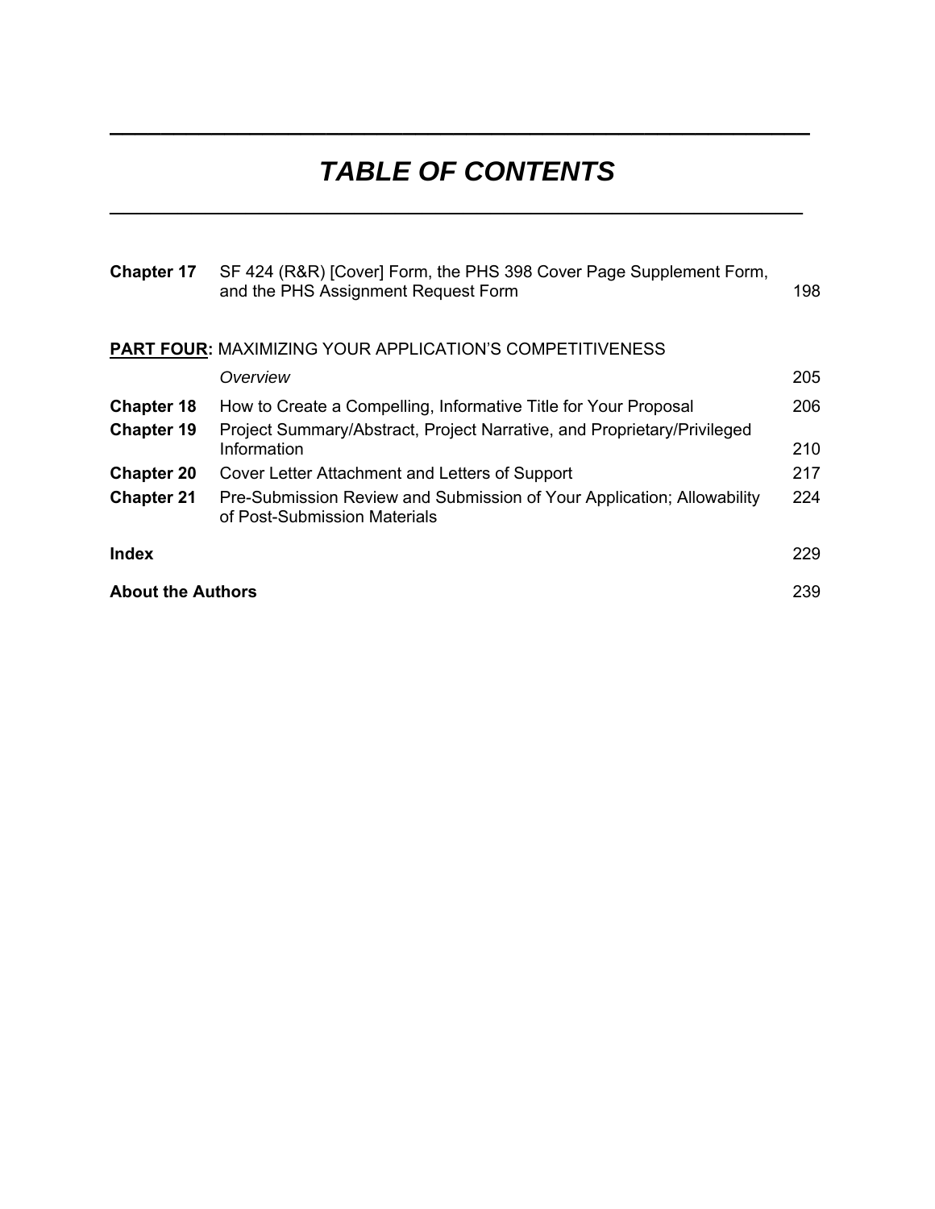# *TABLE OF CONTENTS*

| | | |
|---|---|---|
| **Chapter 17** | SF 424 (R&R) [Cover] Form, the PHS 398 Cover Page Supplement Form, and the PHS Assignment Request Form | 198 |

**PART FOUR:** MAXIMIZING YOUR APPLICATION'S COMPETITIVENESS

| | | |
|---|---|---|
| | *Overview* | 205 |
| **Chapter 18** | How to Create a Compelling, Informative Title for Your Proposal | 206 |
| **Chapter 19** | Project Summary/Abstract, Project Narrative, and Proprietary/Privileged Information | 210 |
| **Chapter 20** | Cover Letter Attachment and Letters of Support | 217 |
| **Chapter 21** | Pre-Submission Review and Submission of Your Application; Allowability of Post-Submission Materials | 224 |
| **Index** | | 229 |
| **About the Authors** | | 239 |